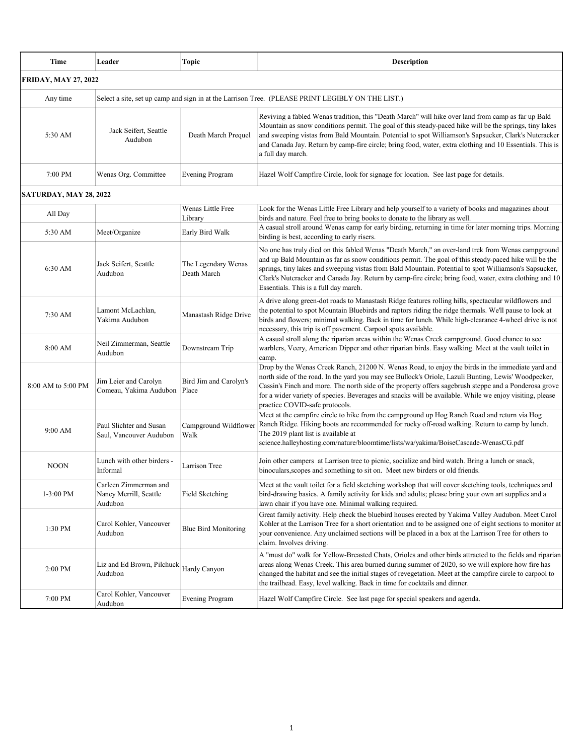| Time | Leader | Topic | Description |
|---|---|---|---|
| **FRIDAY, MAY 27, 2022** | | | |
| Any time | Select a site, set up camp and sign in at the Larrison Tree. (PLEASE PRINT LEGIBLY ON THE LIST.) | | |
| 5:30 AM | Jack Seifert, Seattle Audubon | Death March Prequel | Reviving a fabled Wenas tradition, this "Death March" will hike over land from camp as far up Bald Mountain as snow conditions permit. The goal of this steady-paced hike will be the springs, tiny lakes and sweeping vistas from Bald Mountain. Potential to spot Williamson's Sapsucker, Clark's Nutcracker and Canada Jay. Return by camp-fire circle; bring food, water, extra clothing and 10 Essentials. This is a full day march. |
| 7:00 PM | Wenas Org. Committee | Evening Program | Hazel Wolf Campfire Circle, look for signage for location. See last page for details. |
| **SATURDAY, MAY 28, 2022** | | | |
| All Day | | Wenas Little Free Library | Look for the Wenas Little Free Library and help yourself to a variety of books and magazines about birds and nature. Feel free to bring books to donate to the library as well. |
| 5:30 AM | Meet/Organize | Early Bird Walk | A casual stroll around Wenas camp for early birding, returning in time for later morning trips. Morning birding is best, according to early risers. |
| 6:30 AM | Jack Seifert, Seattle Audubon | The Legendary Wenas Death March | No one has truly died on this fabled Wenas "Death March," an over-land trek from Wenas campground and up Bald Mountain as far as snow conditions permit. The goal of this steady-paced hike will be the springs, tiny lakes and sweeping vistas from Bald Mountain. Potential to spot Williamson's Sapsucker, Clark's Nutcracker and Canada Jay. Return by camp-fire circle; bring food, water, extra clothing and 10 Essentials. This is a full day march. |
| 7:30 AM | Lamont McLachlan, Yakima Audubon | Manastash Ridge Drive | A drive along green-dot roads to Manastash Ridge features rolling hills, spectacular wildflowers and the potential to spot Mountain Bluebirds and raptors riding the ridge thermals. We'll pause to look at birds and flowers; minimal walking. Back in time for lunch. While high-clearance 4-wheel drive is not necessary, this trip is off pavement. Carpool spots available. |
| 8:00 AM | Neil Zimmerman, Seattle Audubon | Downstream Trip | A casual stroll along the riparian areas within the Wenas Creek campground. Good chance to see warblers, Veery, American Dipper and other riparian birds. Easy walking. Meet at the vault toilet in camp. |
| 8:00 AM to 5:00 PM | Jim Leier and Carolyn Comeau, Yakima Audubon | Bird Jim and Carolyn's Place | Drop by the Wenas Creek Ranch, 21200 N. Wenas Road, to enjoy the birds in the immediate yard and north side of the road. In the yard you may see Bullock's Oriole, Lazuli Bunting, Lewis' Woodpecker, Cassin's Finch and more. The north side of the property offers sagebrush steppe and a Ponderosa grove for a wider variety of species. Beverages and snacks will be available. While we enjoy visiting, please practice COVID-safe protocols. |
| 9:00 AM | Paul Slichter and Susan Saul, Vancouver Audubon | Campground Wildflower Walk | Meet at the campfire circle to hike from the campground up Hog Ranch Road and return via Hog Ranch Ridge. Hiking boots are recommended for rocky off-road walking. Return to camp by lunch. The 2019 plant list is available at science.halleyhosting.com/nature/bloomtime/lists/wa/yakima/BoiseCascade-WenasCG.pdf |
| NOON | Lunch with other birders - Informal | Larrison Tree | Join other campers at Larrison tree to picnic, socialize and bird watch. Bring a lunch or snack, binoculars,scopes and something to sit on. Meet new birders or old friends. |
| 1-3:00 PM | Carleen Zimmerman and Nancy Merrill, Seattle Audubon | Field Sketching | Meet at the vault toilet for a field sketching workshop that will cover sketching tools, techniques and bird-drawing basics. A family activity for kids and adults; please bring your own art supplies and a lawn chair if you have one. Minimal walking required. |
| 1:30 PM | Carol Kohler, Vancouver Audubon | Blue Bird Monitoring | Great family activity. Help check the bluebird houses erected by Yakima Valley Audubon. Meet Carol Kohler at the Larrison Tree for a short orientation and to be assigned one of eight sections to monitor at your convenience. Any unclaimed sections will be placed in a box at the Larrison Tree for others to claim. Involves driving. |
| 2:00 PM | Liz and Ed Brown, Pilchuck Audubon | Hardy Canyon | A "must do" walk for Yellow-Breasted Chats, Orioles and other birds attracted to the fields and riparian areas along Wenas Creek. This area burned during summer of 2020, so we will explore how fire has changed the habitat and see the initial stages of revegetation. Meet at the campfire circle to carpool to the trailhead. Easy, level walking. Back in time for cocktails and dinner. |
| 7:00 PM | Carol Kohler, Vancouver Audubon | Evening Program | Hazel Wolf Campfire Circle. See last page for special speakers and agenda. |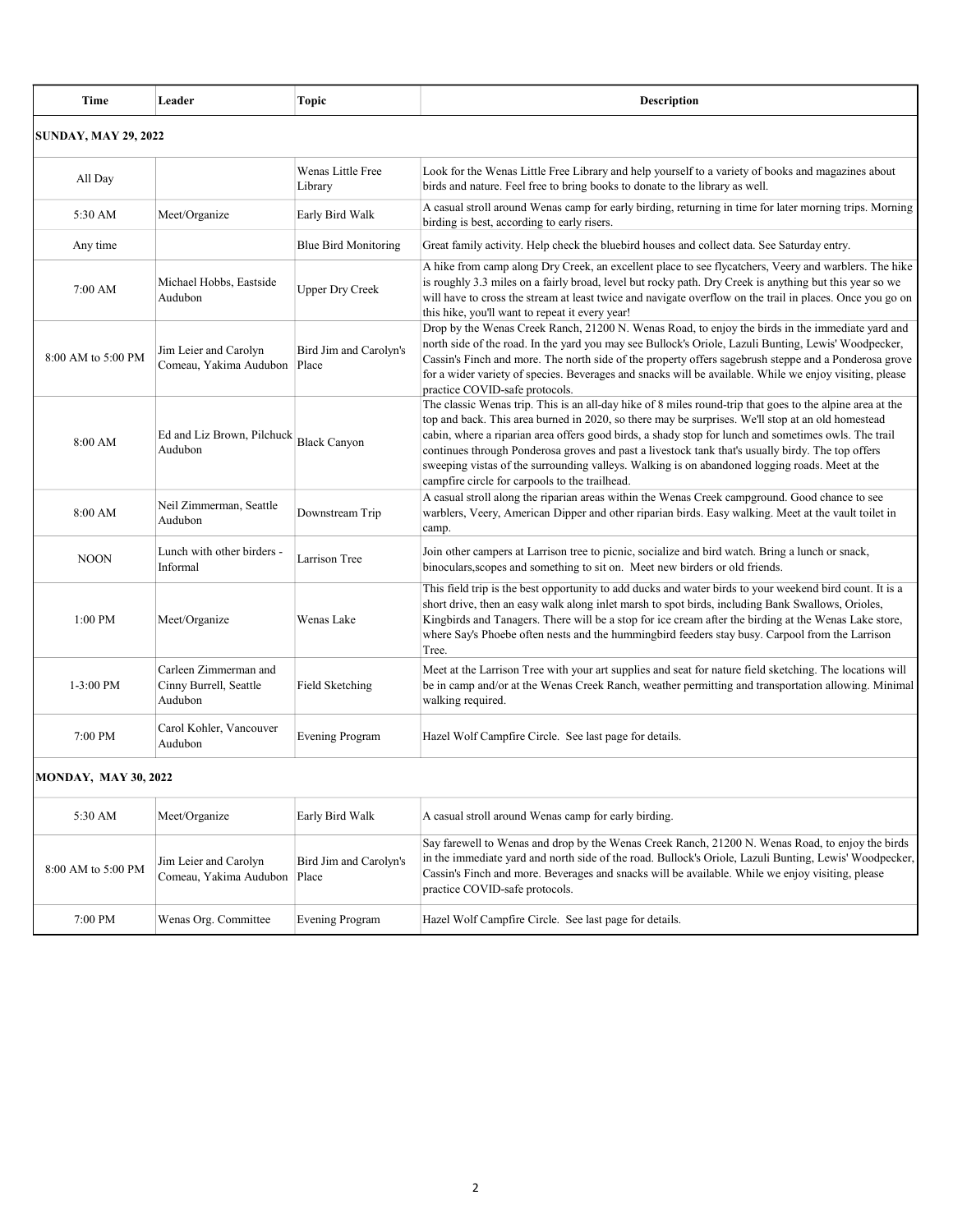| Time | Leader | Topic | Description |
|---|---|---|---|
| **SUNDAY, MAY 29, 2022** | | | |
| All Day | | Wenas Little Free Library | Look for the Wenas Little Free Library and help yourself to a variety of books and magazines about birds and nature. Feel free to bring books to donate to the library as well. |
| 5:30 AM | Meet/Organize | Early Bird Walk | A casual stroll around Wenas camp for early birding, returning in time for later morning trips. Morning birding is best, according to early risers. |
| Any time | | Blue Bird Monitoring | Great family activity. Help check the bluebird houses and collect data. See Saturday entry. |
| 7:00 AM | Michael Hobbs, Eastside Audubon | Upper Dry Creek | A hike from camp along Dry Creek, an excellent place to see flycatchers, Veery and warblers. The hike is roughly 3.3 miles on a fairly broad, level but rocky path. Dry Creek is anything but this year so we will have to cross the stream at least twice and navigate overflow on the trail in places. Once you go on this hike, you'll want to repeat it every year! |
| 8:00 AM to 5:00 PM | Jim Leier and Carolyn Comeau, Yakima Audubon | Bird Jim and Carolyn's Place | Drop by the Wenas Creek Ranch, 21200 N. Wenas Road, to enjoy the birds in the immediate yard and north side of the road. In the yard you may see Bullock's Oriole, Lazuli Bunting, Lewis' Woodpecker, Cassin's Finch and more. The north side of the property offers sagebrush steppe and a Ponderosa grove for a wider variety of species. Beverages and snacks will be available. While we enjoy visiting, please practice COVID-safe protocols. |
| 8:00 AM | Ed and Liz Brown, Pilchuck Audubon | Black Canyon | The classic Wenas trip. This is an all-day hike of 8 miles round-trip that goes to the alpine area at the top and back. This area burned in 2020, so there may be surprises. We'll stop at an old homestead cabin, where a riparian area offers good birds, a shady stop for lunch and sometimes owls. The trail continues through Ponderosa groves and past a livestock tank that's usually birdy. The top offers sweeping vistas of the surrounding valleys. Walking is on abandoned logging roads. Meet at the campfire circle for carpools to the trailhead. |
| 8:00 AM | Neil Zimmerman, Seattle Audubon | Downstream Trip | A casual stroll along the riparian areas within the Wenas Creek campground. Good chance to see warblers, Veery, American Dipper and other riparian birds. Easy walking. Meet at the vault toilet in camp. |
| NOON | Lunch with other birders - Informal | Larrison Tree | Join other campers at Larrison tree to picnic, socialize and bird watch. Bring a lunch or snack, binoculars,scopes and something to sit on. Meet new birders or old friends. |
| 1:00 PM | Meet/Organize | Wenas Lake | This field trip is the best opportunity to add ducks and water birds to your weekend bird count. It is a short drive, then an easy walk along inlet marsh to spot birds, including Bank Swallows, Orioles, Kingbirds and Tanagers. There will be a stop for ice cream after the birding at the Wenas Lake store, where Say's Phoebe often nests and the hummingbird feeders stay busy. Carpool from the Larrison Tree. |
| 1-3:00 PM | Carleen Zimmerman and Cinny Burrell, Seattle Audubon | Field Sketching | Meet at the Larrison Tree with your art supplies and seat for nature field sketching. The locations will be in camp and/or at the Wenas Creek Ranch, weather permitting and transportation allowing. Minimal walking required. |
| 7:00 PM | Carol Kohler, Vancouver Audubon | Evening Program | Hazel Wolf Campfire Circle. See last page for details. |
| **MONDAY, MAY 30, 2022** | | | |
| 5:30 AM | Meet/Organize | Early Bird Walk | A casual stroll around Wenas camp for early birding. |
| 8:00 AM to 5:00 PM | Jim Leier and Carolyn Comeau, Yakima Audubon | Bird Jim and Carolyn's Place | Say farewell to Wenas and drop by the Wenas Creek Ranch, 21200 N. Wenas Road, to enjoy the birds in the immediate yard and north side of the road. Bullock's Oriole, Lazuli Bunting, Lewis' Woodpecker, Cassin's Finch and more. Beverages and snacks will be available. While we enjoy visiting, please practice COVID-safe protocols. |
| 7:00 PM | Wenas Org. Committee | Evening Program | Hazel Wolf Campfire Circle. See last page for details. |